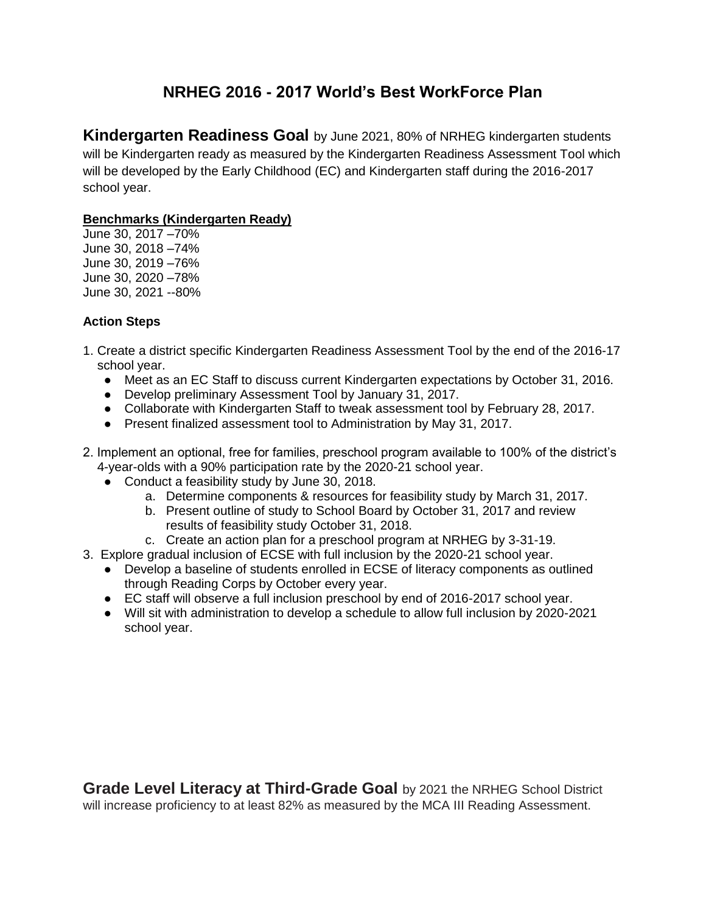# NRHEG 2016 - 2017 World's Best WorkForce Plan

**Kindergarten Readiness Goal** by June 2021, 80% of NRHEG kindergarten students will be Kindergarten ready as measured by the Kindergarten Readiness Assessment Tool which will be developed by the Early Childhood (EC) and Kindergarten staff during the 2016-2017 school year.

**Benchmarks (Kindergarten Ready)**

June 30, 2017 –70%
June 30, 2018 –74%
June 30, 2019 –76%
June 30, 2020 –78%
June 30, 2021 --80%

### Action Steps

1. Create a district specific Kindergarten Readiness Assessment Tool by the end of the 2016-17 school year.
   - Meet as an EC Staff to discuss current Kindergarten expectations by October 31, 2016.
   - Develop preliminary Assessment Tool by January 31, 2017.
   - Collaborate with Kindergarten Staff to tweak assessment tool by February 28, 2017.
   - Present finalized assessment tool to Administration by May 31, 2017.

2. Implement an optional, free for families, preschool program available to 100% of the district's 4-year-olds with a 90% participation rate by the 2020-21 school year.
   - Conduct a feasibility study by June 30, 2018.
     a. Determine components & resources for feasibility study by March 31, 2017.
     b. Present outline of study to School Board by October 31, 2017 and review results of feasibility study October 31, 2018.
     c. Create an action plan for a preschool program at NRHEG by 3-31-19.
3. Explore gradual inclusion of ECSE with full inclusion by the 2020-21 school year.
   - Develop a baseline of students enrolled in ECSE of literacy components as outlined through Reading Corps by October every year.
   - EC staff will observe a full inclusion preschool by end of 2016-2017 school year.
   - Will sit with administration to develop a schedule to allow full inclusion by 2020-2021 school year.

**Grade Level Literacy at Third-Grade Goal** by 2021 the NRHEG School District will increase proficiency to at least 82% as measured by the MCA III Reading Assessment.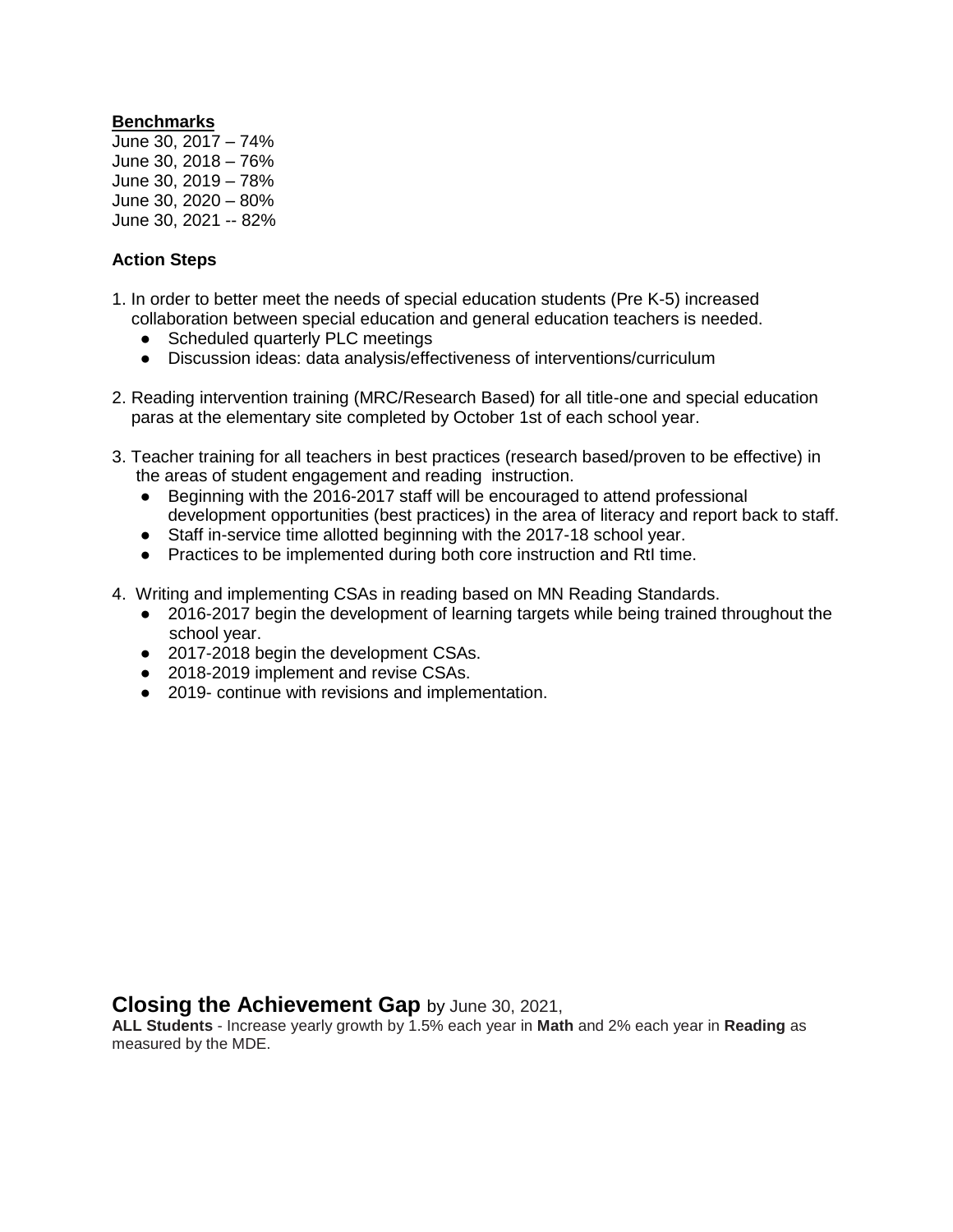**Benchmarks**

June 30, 2017 – 74%
June 30, 2018 – 76%
June 30, 2019 – 78%
June 30, 2020 – 80%
June 30, 2021 -- 82%

**Action Steps**

1. In order to better meet the needs of special education students (Pre K-5) increased collaboration between special education and general education teachers is needed.
   - Scheduled quarterly PLC meetings
   - Discussion ideas: data analysis/effectiveness of interventions/curriculum

2. Reading intervention training (MRC/Research Based) for all title-one and special education paras at the elementary site completed by October 1st of each school year.

3. Teacher training for all teachers in best practices (research based/proven to be effective) in the areas of student engagement and reading instruction.
   - Beginning with the 2016-2017 staff will be encouraged to attend professional development opportunities (best practices) in the area of literacy and report back to staff.
   - Staff in-service time allotted beginning with the 2017-18 school year.
   - Practices to be implemented during both core instruction and RtI time.

4. Writing and implementing CSAs in reading based on MN Reading Standards.
   - 2016-2017 begin the development of learning targets while being trained throughout the school year.
   - 2017-2018 begin the development CSAs.
   - 2018-2019 implement and revise CSAs.
   - 2019- continue with revisions and implementation.

## **Closing the Achievement Gap** by June 30, 2021,

**ALL Students** - Increase yearly growth by 1.5% each year in **Math** and 2% each year in **Reading** as measured by the MDE.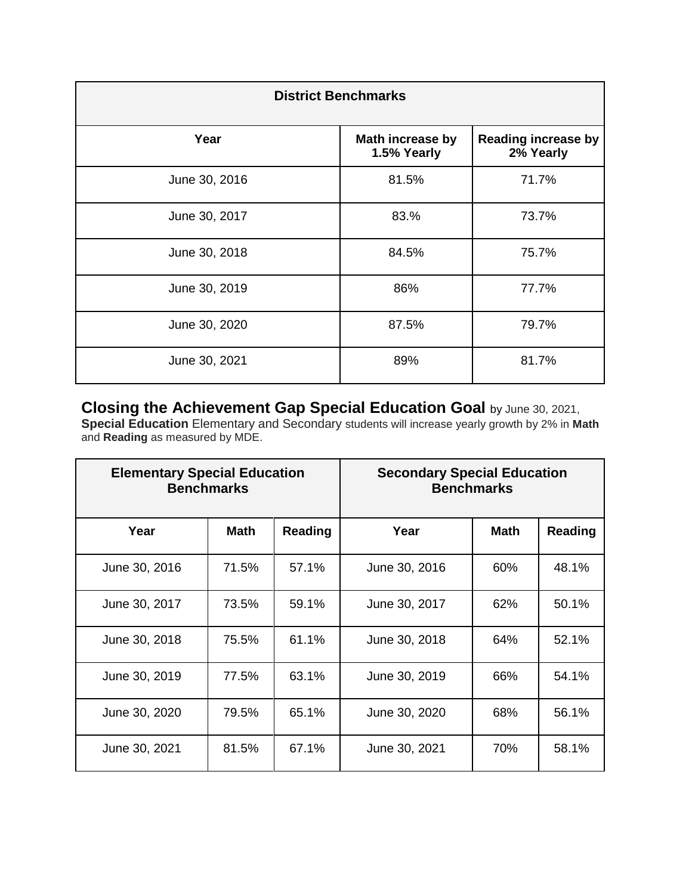| District Benchmarks | | |
|---|---|---|
| **Year** | **Math increase by 1.5% Yearly** | **Reading increase by 2% Yearly** |
| June 30, 2016 | 81.5% | 71.7% |
| June 30, 2017 | 83.% | 73.7% |
| June 30, 2018 | 84.5% | 75.7% |
| June 30, 2019 | 86% | 77.7% |
| June 30, 2020 | 87.5% | 79.7% |
| June 30, 2021 | 89% | 81.7% |

**Closing the Achievement Gap Special Education Goal** by June 30, 2021, **Special Education** Elementary and Secondary students will increase yearly growth by 2% in **Math** and **Reading** as measured by MDE.

| Elementary Special Education Benchmarks | | | Secondary Special Education Benchmarks | | |
|---|---|---|---|---|---|
| **Year** | **Math** | **Reading** | **Year** | **Math** | **Reading** |
| June 30, 2016 | 71.5% | 57.1% | June 30, 2016 | 60% | 48.1% |
| June 30, 2017 | 73.5% | 59.1% | June 30, 2017 | 62% | 50.1% |
| June 30, 2018 | 75.5% | 61.1% | June 30, 2018 | 64% | 52.1% |
| June 30, 2019 | 77.5% | 63.1% | June 30, 2019 | 66% | 54.1% |
| June 30, 2020 | 79.5% | 65.1% | June 30, 2020 | 68% | 56.1% |
| June 30, 2021 | 81.5% | 67.1% | June 30, 2021 | 70% | 58.1% |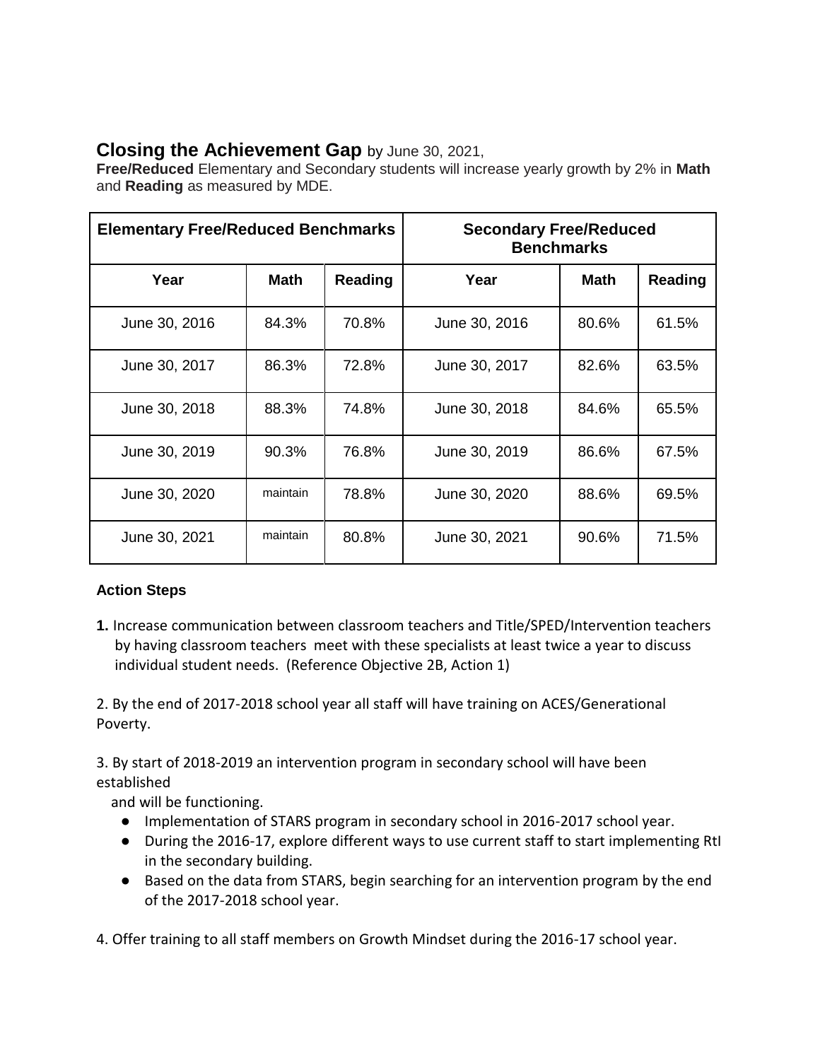## **Closing the Achievement Gap** by June 30, 2021,

**Free/Reduced** Elementary and Secondary students will increase yearly growth by 2% in **Math** and **Reading** as measured by MDE.

| **Elementary Free/Reduced Benchmarks** | | | **Secondary Free/Reduced Benchmarks** | | |
|---|---|---|---|---|---|
| **Year** | **Math** | **Reading** | **Year** | **Math** | **Reading** |
| June 30, 2016 | 84.3% | 70.8% | June 30, 2016 | 80.6% | 61.5% |
| June 30, 2017 | 86.3% | 72.8% | June 30, 2017 | 82.6% | 63.5% |
| June 30, 2018 | 88.3% | 74.8% | June 30, 2018 | 84.6% | 65.5% |
| June 30, 2019 | 90.3% | 76.8% | June 30, 2019 | 86.6% | 67.5% |
| June 30, 2020 | maintain | 78.8% | June 30, 2020 | 88.6% | 69.5% |
| June 30, 2021 | maintain | 80.8% | June 30, 2021 | 90.6% | 71.5% |

**Action Steps**

**1.** Increase communication between classroom teachers and Title/SPED/Intervention teachers by having classroom teachers meet with these specialists at least twice a year to discuss individual student needs. (Reference Objective 2B, Action 1)

2. By the end of 2017-2018 school year all staff will have training on ACES/Generational Poverty.

3. By start of 2018-2019 an intervention program in secondary school will have been established and will be functioning.
   - Implementation of STARS program in secondary school in 2016-2017 school year.
   - During the 2016-17, explore different ways to use current staff to start implementing RtI in the secondary building.
   - Based on the data from STARS, begin searching for an intervention program by the end of the 2017-2018 school year.

4. Offer training to all staff members on Growth Mindset during the 2016-17 school year.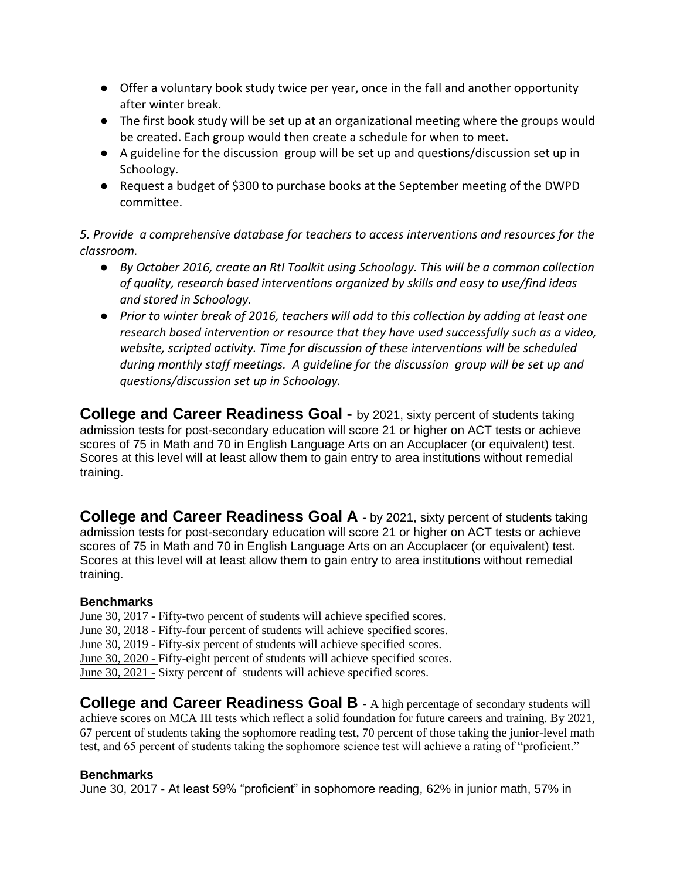- Offer a voluntary book study twice per year, once in the fall and another opportunity after winter break.
- The first book study will be set up at an organizational meeting where the groups would be created. Each group would then create a schedule for when to meet.
- A guideline for the discussion group will be set up and questions/discussion set up in Schoology.
- Request a budget of $300 to purchase books at the September meeting of the DWPD committee.

*5. Provide a comprehensive database for teachers to access interventions and resources for the classroom.*

- *By October 2016, create an RtI Toolkit using Schoology. This will be a common collection of quality, research based interventions organized by skills and easy to use/find ideas and stored in Schoology.*
- *Prior to winter break of 2016, teachers will add to this collection by adding at least one research based intervention or resource that they have used successfully such as a video, website, scripted activity. Time for discussion of these interventions will be scheduled during monthly staff meetings. A guideline for the discussion group will be set up and questions/discussion set up in Schoology.*

**College and Career Readiness Goal -** by 2021, sixty percent of students taking admission tests for post-secondary education will score 21 or higher on ACT tests or achieve scores of 75 in Math and 70 in English Language Arts on an Accuplacer (or equivalent) test. Scores at this level will at least allow them to gain entry to area institutions without remedial training.

**College and Career Readiness Goal A** - by 2021, sixty percent of students taking admission tests for post-secondary education will score 21 or higher on ACT tests or achieve scores of 75 in Math and 70 in English Language Arts on an Accuplacer (or equivalent) test. Scores at this level will at least allow them to gain entry to area institutions without remedial training.

**Benchmarks**

June 30, 2017 - Fifty-two percent of students will achieve specified scores.
June 30, 2018 - Fifty-four percent of students will achieve specified scores.
June 30, 2019 - Fifty-six percent of students will achieve specified scores.
June 30, 2020 - Fifty-eight percent of students will achieve specified scores.
June 30, 2021 - Sixty percent of students will achieve specified scores.

**College and Career Readiness Goal B** - A high percentage of secondary students will achieve scores on MCA III tests which reflect a solid foundation for future careers and training. By 2021, 67 percent of students taking the sophomore reading test, 70 percent of those taking the junior-level math test, and 65 percent of students taking the sophomore science test will achieve a rating of "proficient."

**Benchmarks**

June 30, 2017 - At least 59% "proficient" in sophomore reading, 62% in junior math, 57% in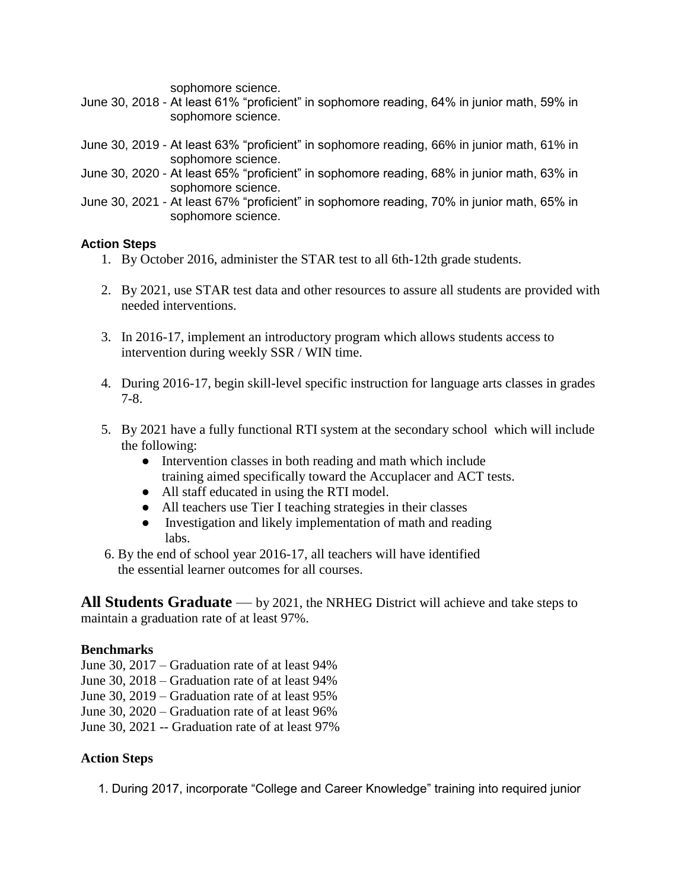sophomore science.

June 30, 2018 - At least 61% "proficient" in sophomore reading, 64% in junior math, 59% in sophomore science.

June 30, 2019 - At least 63% "proficient" in sophomore reading, 66% in junior math, 61% in sophomore science.

June 30, 2020 - At least 65% "proficient" in sophomore reading, 68% in junior math, 63% in sophomore science.

June 30, 2021 - At least 67% "proficient" in sophomore reading, 70% in junior math, 65% in sophomore science.

**Action Steps**

1. By October 2016, administer the STAR test to all 6th-12th grade students.
2. By 2021, use STAR test data and other resources to assure all students are provided with needed interventions.
3. In 2016-17, implement an introductory program which allows students access to intervention during weekly SSR / WIN time.
4. During 2016-17, begin skill-level specific instruction for language arts classes in grades 7-8.
5. By 2021 have a fully functional RTI system at the secondary school which will include the following:
   - Intervention classes in both reading and math which include training aimed specifically toward the Accuplacer and ACT tests.
   - All staff educated in using the RTI model.
   - All teachers use Tier I teaching strategies in their classes
   - Investigation and likely implementation of math and reading labs.
6. By the end of school year 2016-17, all teachers will have identified the essential learner outcomes for all courses.

**All Students Graduate** — by 2021, the NRHEG District will achieve and take steps to maintain a graduation rate of at least 97%.

**Benchmarks**

June 30, 2017 – Graduation rate of at least 94%
June 30, 2018 – Graduation rate of at least 94%
June 30, 2019 – Graduation rate of at least 95%
June 30, 2020 – Graduation rate of at least 96%
June 30, 2021 -- Graduation rate of at least 97%

**Action Steps**

1. During 2017, incorporate "College and Career Knowledge" training into required junior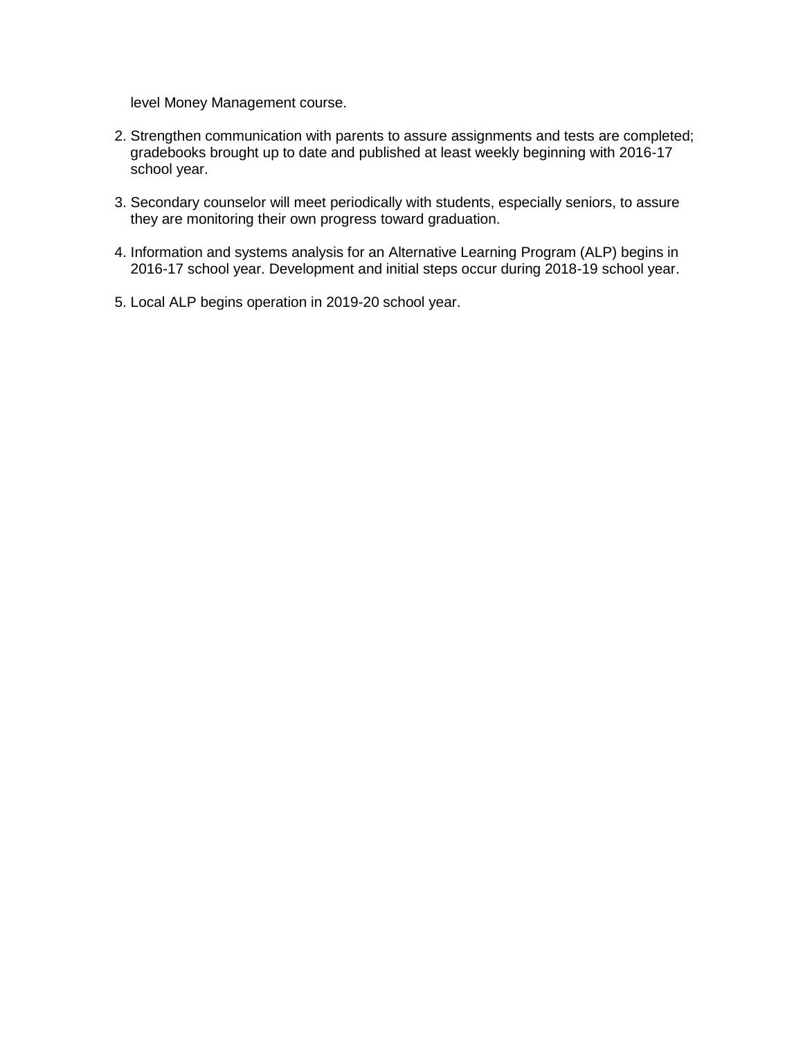level Money Management course.

2. Strengthen communication with parents to assure assignments and tests are completed; gradebooks brought up to date and published at least weekly beginning with 2016-17 school year.

3. Secondary counselor will meet periodically with students, especially seniors, to assure they are monitoring their own progress toward graduation.

4. Information and systems analysis for an Alternative Learning Program (ALP) begins in 2016-17 school year. Development and initial steps occur during 2018-19 school year.

5. Local ALP begins operation in 2019-20 school year.